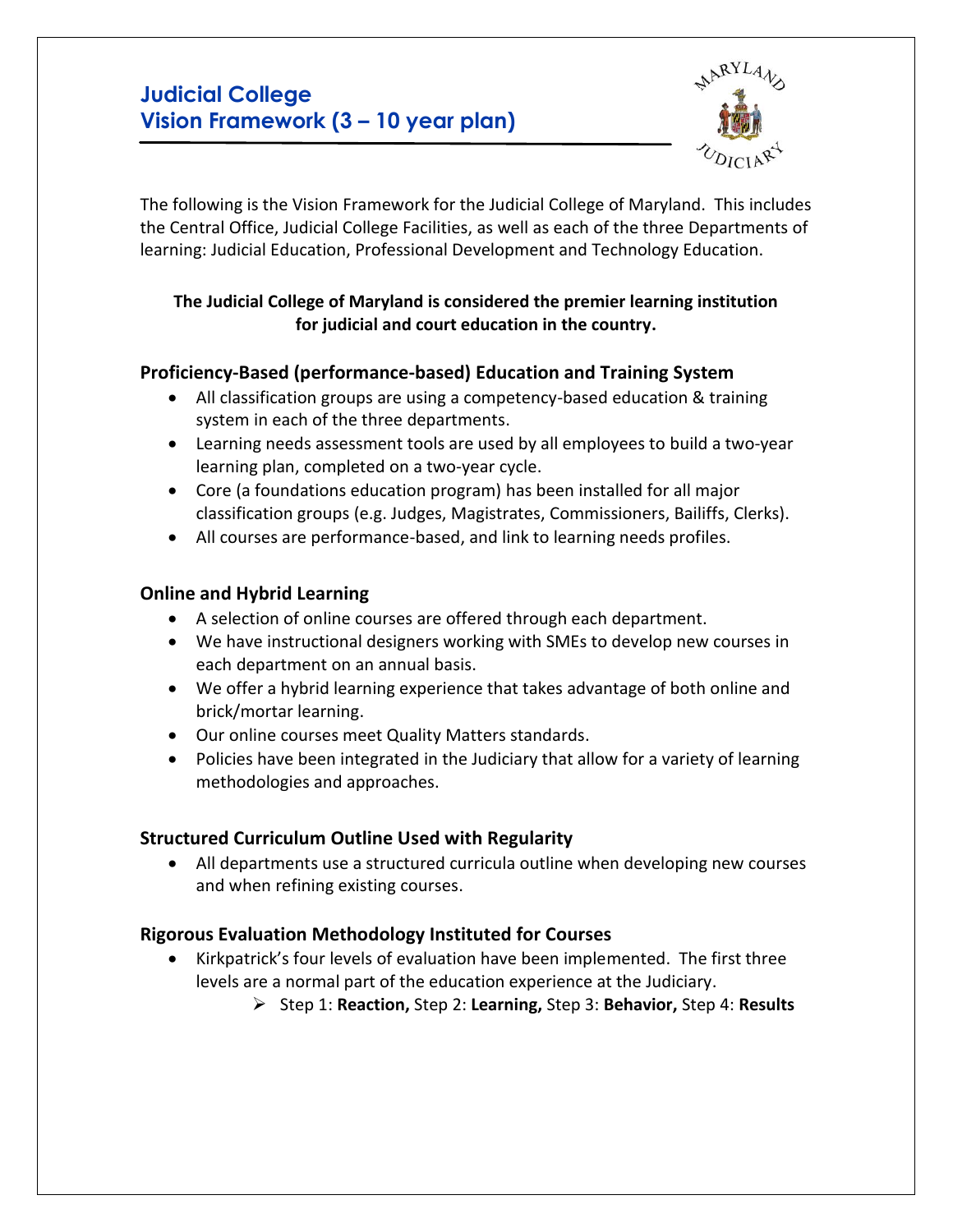# Judicial College
# Vision Framework (3 – 10 year plan)

The following is the Vision Framework for the Judicial College of Maryland. This includes the Central Office, Judicial College Facilities, as well as each of the three Departments of learning: Judicial Education, Professional Development and Technology Education.

**The Judicial College of Maryland is considered the premier learning institution for judicial and court education in the country.**

## Proficiency-Based (performance-based) Education and Training System

- All classification groups are using a competency-based education & training system in each of the three departments.
- Learning needs assessment tools are used by all employees to build a two-year learning plan, completed on a two-year cycle.
- Core (a foundations education program) has been installed for all major classification groups (e.g. Judges, Magistrates, Commissioners, Bailiffs, Clerks).
- All courses are performance-based, and link to learning needs profiles.

## Online and Hybrid Learning

- A selection of online courses are offered through each department.
- We have instructional designers working with SMEs to develop new courses in each department on an annual basis.
- We offer a hybrid learning experience that takes advantage of both online and brick/mortar learning.
- Our online courses meet Quality Matters standards.
- Policies have been integrated in the Judiciary that allow for a variety of learning methodologies and approaches.

## Structured Curriculum Outline Used with Regularity

- All departments use a structured curricula outline when developing new courses and when refining existing courses.

## Rigorous Evaluation Methodology Instituted for Courses

- Kirkpatrick's four levels of evaluation have been implemented. The first three levels are a normal part of the education experience at the Judiciary.
  - Step 1: **Reaction,** Step 2: **Learning,** Step 3: **Behavior,** Step 4: **Results**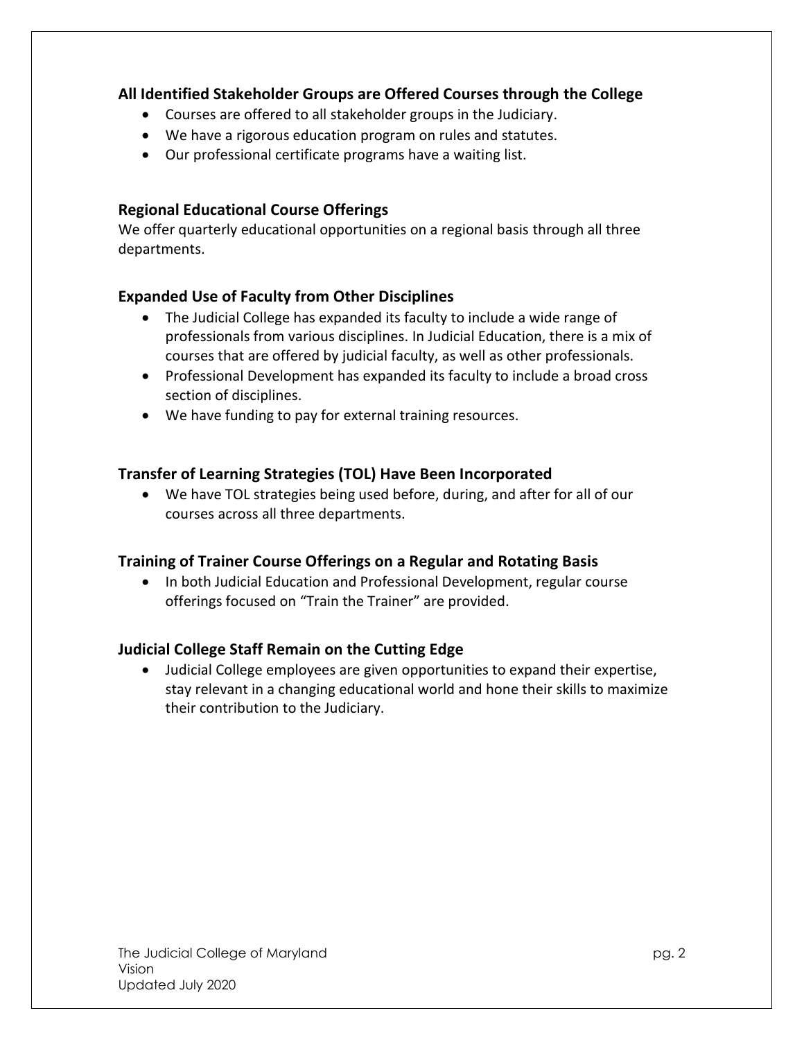### All Identified Stakeholder Groups are Offered Courses through the College

- Courses are offered to all stakeholder groups in the Judiciary.
- We have a rigorous education program on rules and statutes.
- Our professional certificate programs have a waiting list.

### Regional Educational Course Offerings

We offer quarterly educational opportunities on a regional basis through all three departments.

### Expanded Use of Faculty from Other Disciplines

- The Judicial College has expanded its faculty to include a wide range of professionals from various disciplines. In Judicial Education, there is a mix of courses that are offered by judicial faculty, as well as other professionals.
- Professional Development has expanded its faculty to include a broad cross section of disciplines.
- We have funding to pay for external training resources.

### Transfer of Learning Strategies (TOL) Have Been Incorporated

- We have TOL strategies being used before, during, and after for all of our courses across all three departments.

### Training of Trainer Course Offerings on a Regular and Rotating Basis

- In both Judicial Education and Professional Development, regular course offerings focused on "Train the Trainer" are provided.

### Judicial College Staff Remain on the Cutting Edge

- Judicial College employees are given opportunities to expand their expertise, stay relevant in a changing educational world and hone their skills to maximize their contribution to the Judiciary.